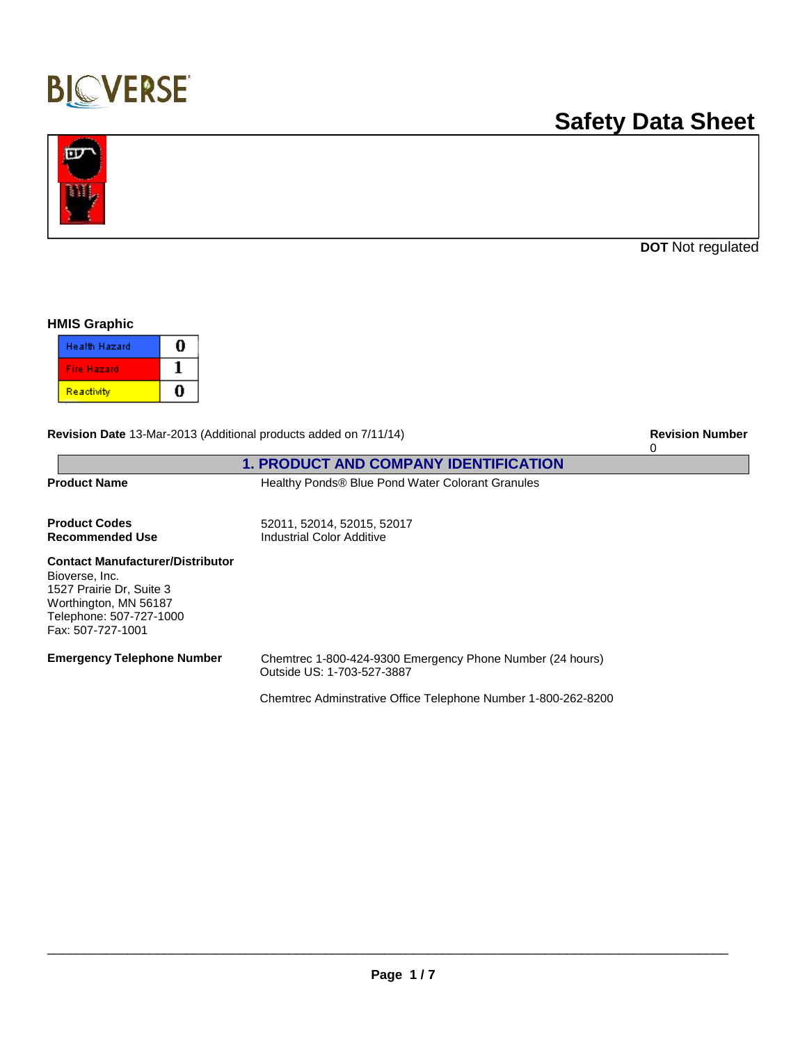BIOVERSE

# Safety Data Sheet

**DOT** Not regulated

### HMIS Graphic

| Hazard | Rating |
|---|---|
| Health Hazard | 0 |
| Fire Hazard | 1 |
| Reactivity | 0 |

**Revision Date** 13-Mar-2013 (Additional products added on 7/11/14)

**Revision Number** 0

## 1. PRODUCT AND COMPANY IDENTIFICATION

**Product Name** Healthy Ponds® Blue Pond Water Colorant Granules

**Product Codes** 52011, 52014, 52015, 52017

**Recommended Use** Industrial Color Additive

**Contact Manufacturer/Distributor**
Bioverse, Inc.
1527 Prairie Dr, Suite 3
Worthington, MN 56187
Telephone: 507-727-1000
Fax: 507-727-1001

**Emergency Telephone Number** Chemtrec 1-800-424-9300 Emergency Phone Number (24 hours)
Outside US: 1-703-527-3887

Chemtrec Adminstrative Office Telephone Number 1-800-262-8200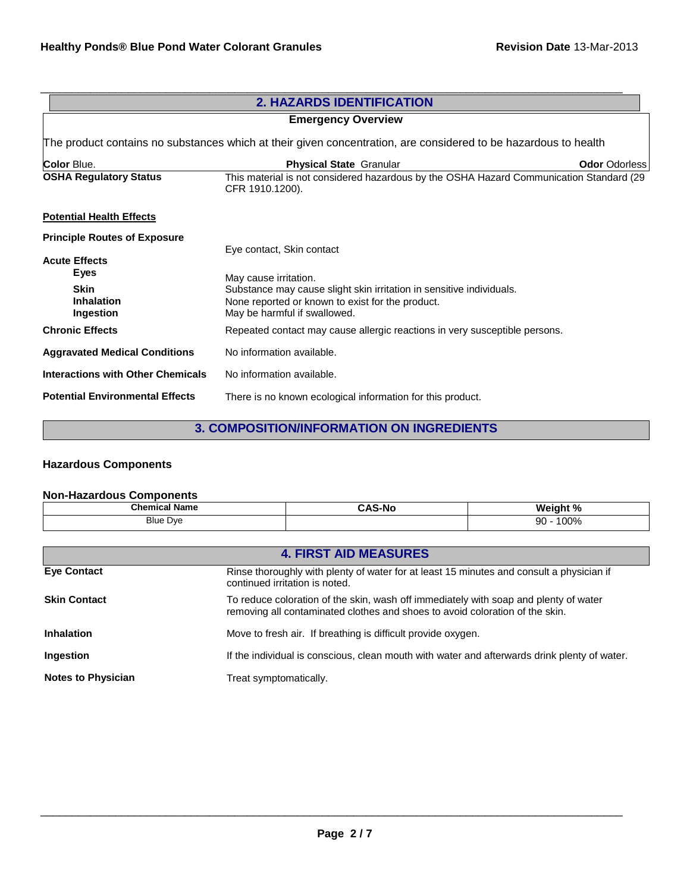## 2. HAZARDS IDENTIFICATION

### Emergency Overview

The product contains no substances which at their given concentration, are considered to be hazardous to health

**Color** Blue. **Physical State** Granular **Odor** Odorless

**OSHA Regulatory Status** This material is not considered hazardous by the OSHA Hazard Communication Standard (29 CFR 1910.1200).

**Potential Health Effects**

**Principle Routes of Exposure** Eye contact, Skin contact

**Acute Effects**

- **Eyes** May cause irritation.
- **Skin** Substance may cause slight skin irritation in sensitive individuals.
- **Inhalation** None reported or known to exist for the product.
- **Ingestion** May be harmful if swallowed.

**Chronic Effects** Repeated contact may cause allergic reactions in very susceptible persons.

**Aggravated Medical Conditions** No information available.

**Interactions with Other Chemicals** No information available.

**Potential Environmental Effects** There is no known ecological information for this product.

## 3. COMPOSITION/INFORMATION ON INGREDIENTS

**Hazardous Components**

**Non-Hazardous Components**

| Chemical Name | CAS-No | Weight % |
| --- | --- | --- |
| Blue Dye | | 90 - 100% |

## 4. FIRST AID MEASURES

**Eye Contact** Rinse thoroughly with plenty of water for at least 15 minutes and consult a physician if continued irritation is noted.

**Skin Contact** To reduce coloration of the skin, wash off immediately with soap and plenty of water removing all contaminated clothes and shoes to avoid coloration of the skin.

**Inhalation** Move to fresh air. If breathing is difficult provide oxygen.

**Ingestion** If the individual is conscious, clean mouth with water and afterwards drink plenty of water.

**Notes to Physician** Treat symptomatically.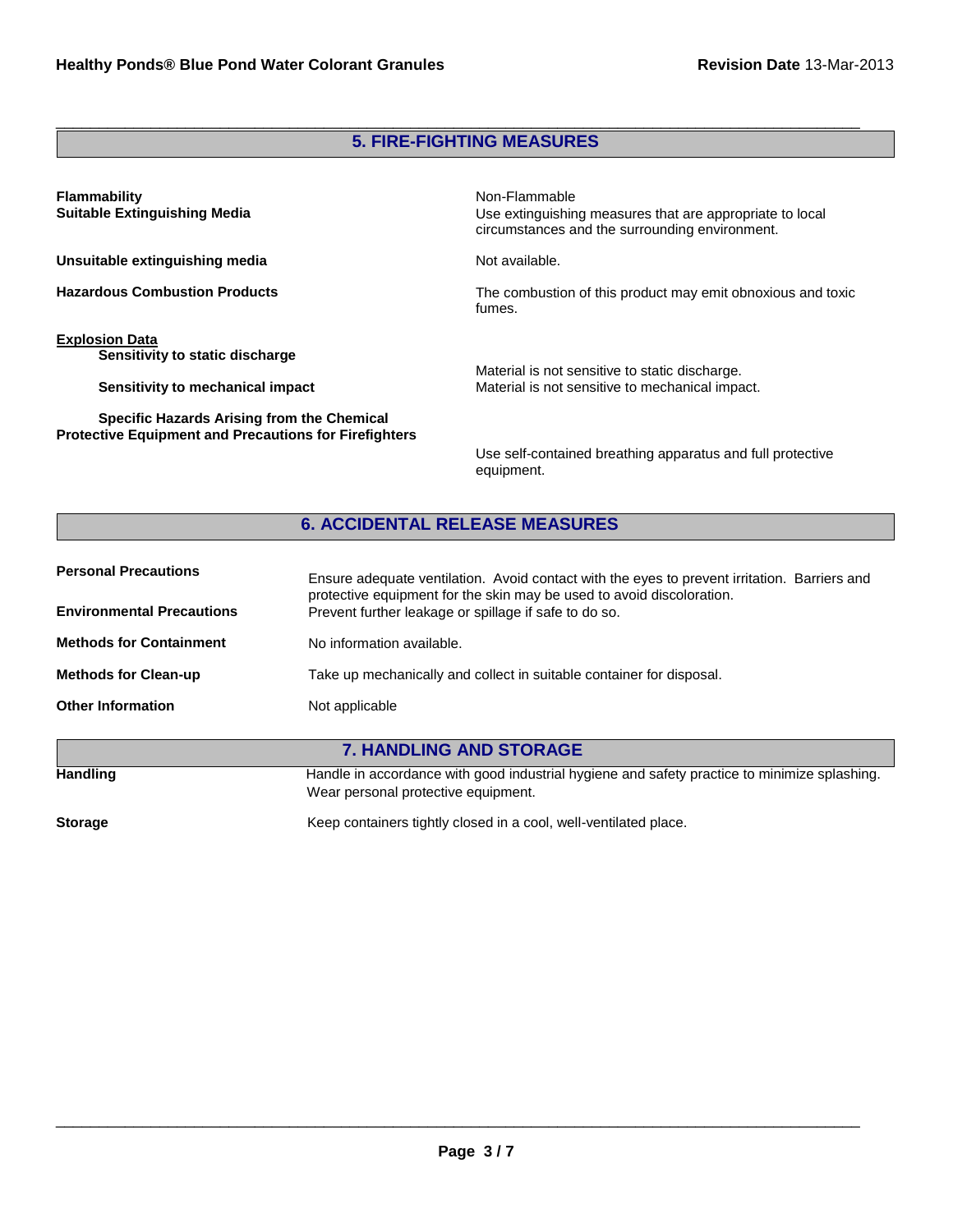## 5. FIRE-FIGHTING MEASURES

| | |
|---|---|
| **Flammability** | Non-Flammable |
| **Suitable Extinguishing Media** | Use extinguishing measures that are appropriate to local circumstances and the surrounding environment. |
| **Unsuitable extinguishing media** | Not available. |
| **Hazardous Combustion Products** | The combustion of this product may emit obnoxious and toxic fumes. |

**Explosion Data**

| | |
|---|---|
| **Sensitivity to static discharge** | Material is not sensitive to static discharge. |
| **Sensitivity to mechanical impact** | Material is not sensitive to mechanical impact. |
| **Specific Hazards Arising from the Chemical** | |
| **Protective Equipment and Precautions for Firefighters** | Use self-contained breathing apparatus and full protective equipment. |

## 6. ACCIDENTAL RELEASE MEASURES

| | |
|---|---|
| **Personal Precautions** | Ensure adequate ventilation. Avoid contact with the eyes to prevent irritation. Barriers and protective equipment for the skin may be used to avoid discoloration. |
| **Environmental Precautions** | Prevent further leakage or spillage if safe to do so. |
| **Methods for Containment** | No information available. |
| **Methods for Clean-up** | Take up mechanically and collect in suitable container for disposal. |
| **Other Information** | Not applicable |

## 7. HANDLING AND STORAGE

| | |
|---|---|
| **Handling** | Handle in accordance with good industrial hygiene and safety practice to minimize splashing. Wear personal protective equipment. |
| **Storage** | Keep containers tightly closed in a cool, well-ventilated place. |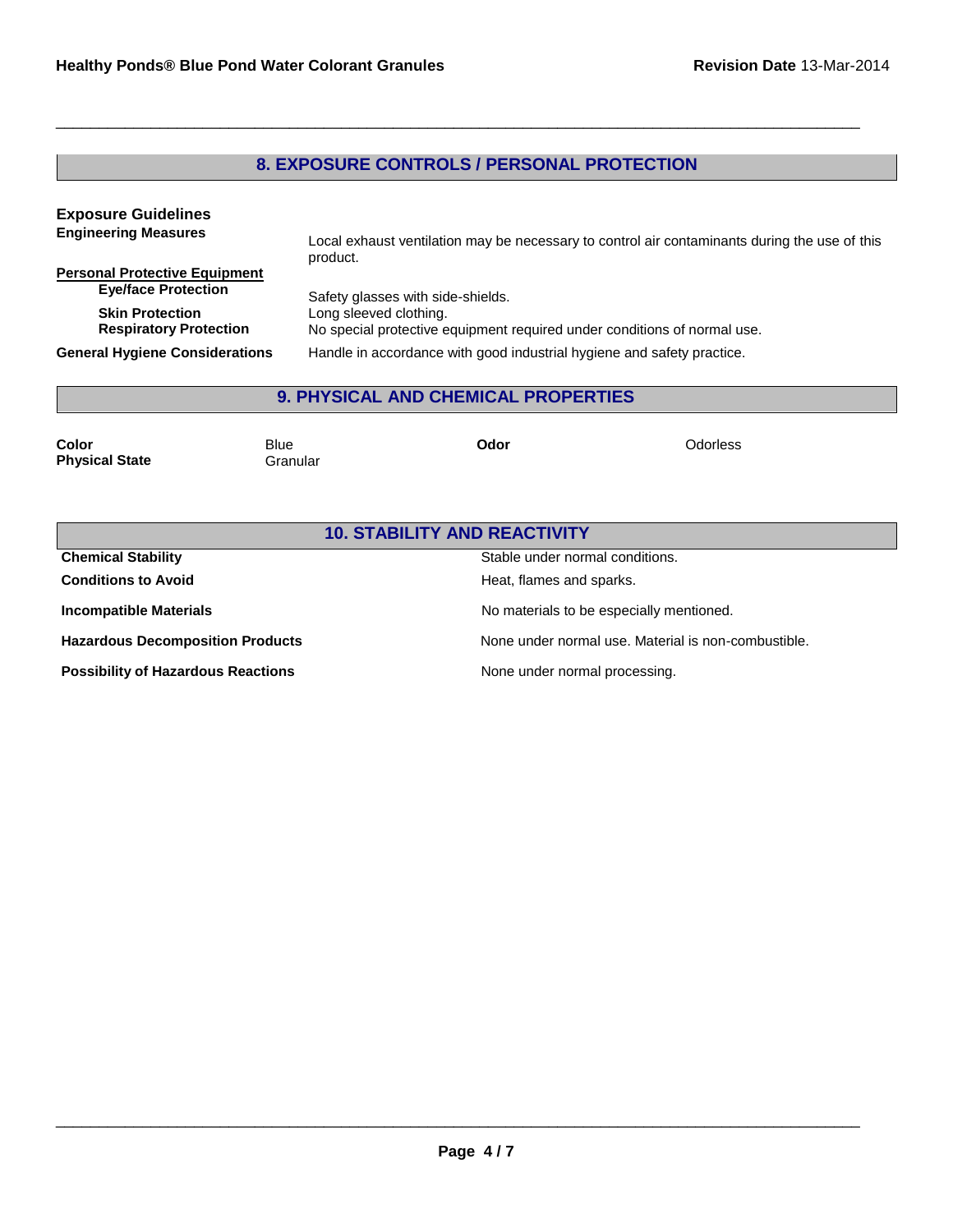## 8. EXPOSURE CONTROLS / PERSONAL PROTECTION

### Exposure Guidelines

**Engineering Measures** Local exhaust ventilation may be necessary to control air contaminants during the use of this product.

**Personal Protective Equipment**

| | |
|---|---|
| **Eye/face Protection** | Safety glasses with side-shields. |
| **Skin Protection** | Long sleeved clothing. |
| **Respiratory Protection** | No special protective equipment required under conditions of normal use. |
| **General Hygiene Considerations** | Handle in accordance with good industrial hygiene and safety practice. |

## 9. PHYSICAL AND CHEMICAL PROPERTIES

| | | | |
|---|---|---|---|
| **Color** | Blue | **Odor** | Odorless |
| **Physical State** | Granular | | |

## 10. STABILITY AND REACTIVITY

| | |
|---|---|
| **Chemical Stability** | Stable under normal conditions. |
| **Conditions to Avoid** | Heat, flames and sparks. |
| **Incompatible Materials** | No materials to be especially mentioned. |
| **Hazardous Decomposition Products** | None under normal use. Material is non-combustible. |
| **Possibility of Hazardous Reactions** | None under normal processing. |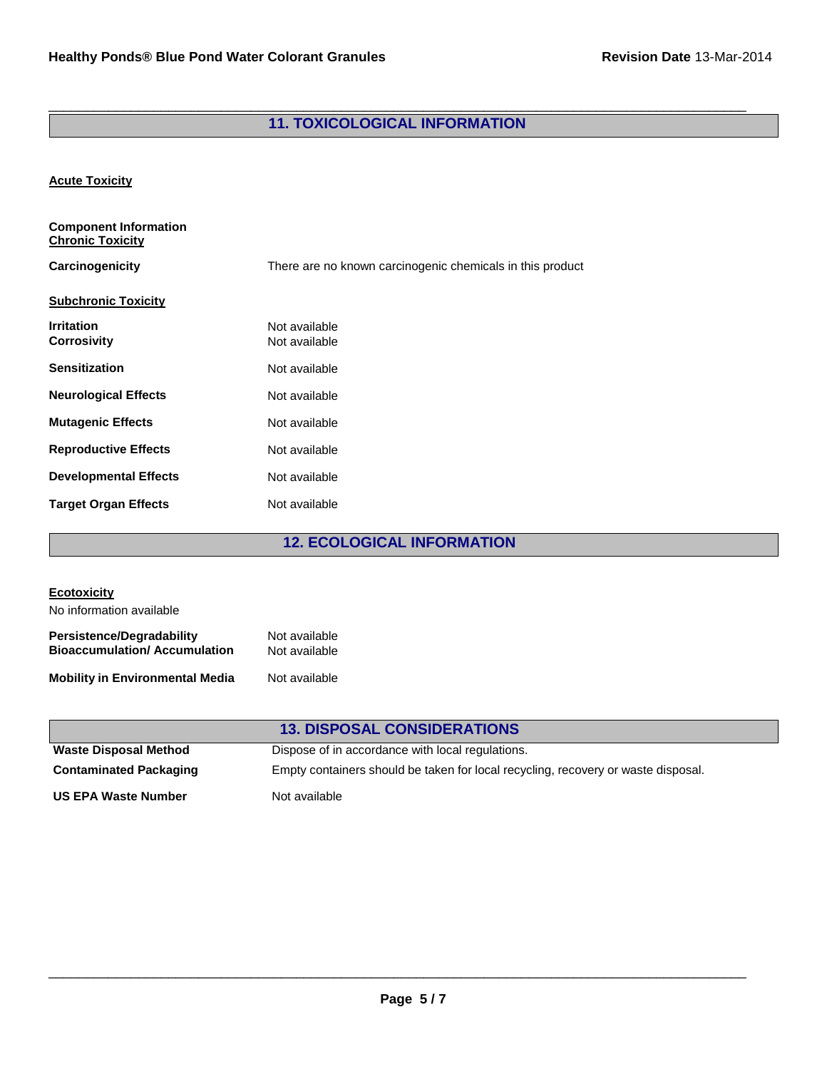## 11. TOXICOLOGICAL INFORMATION

**Acute Toxicity**

**Component Information**

**Chronic Toxicity**

**Carcinogenicity** There are no known carcinogenic chemicals in this product

**Subchronic Toxicity**

| | |
|---|---|
| **Irritation** | Not available |
| **Corrosivity** | Not available |
| **Sensitization** | Not available |
| **Neurological Effects** | Not available |
| **Mutagenic Effects** | Not available |
| **Reproductive Effects** | Not available |
| **Developmental Effects** | Not available |
| **Target Organ Effects** | Not available |

## 12. ECOLOGICAL INFORMATION

**Ecotoxicity**

No information available

| | |
|---|---|
| **Persistence/Degradability** | Not available |
| **Bioaccumulation/ Accumulation** | Not available |
| **Mobility in Environmental Media** | Not available |

## 13. DISPOSAL CONSIDERATIONS

| | |
|---|---|
| **Waste Disposal Method** | Dispose of in accordance with local regulations. |
| **Contaminated Packaging** | Empty containers should be taken for local recycling, recovery or waste disposal. |
| **US EPA Waste Number** | Not available |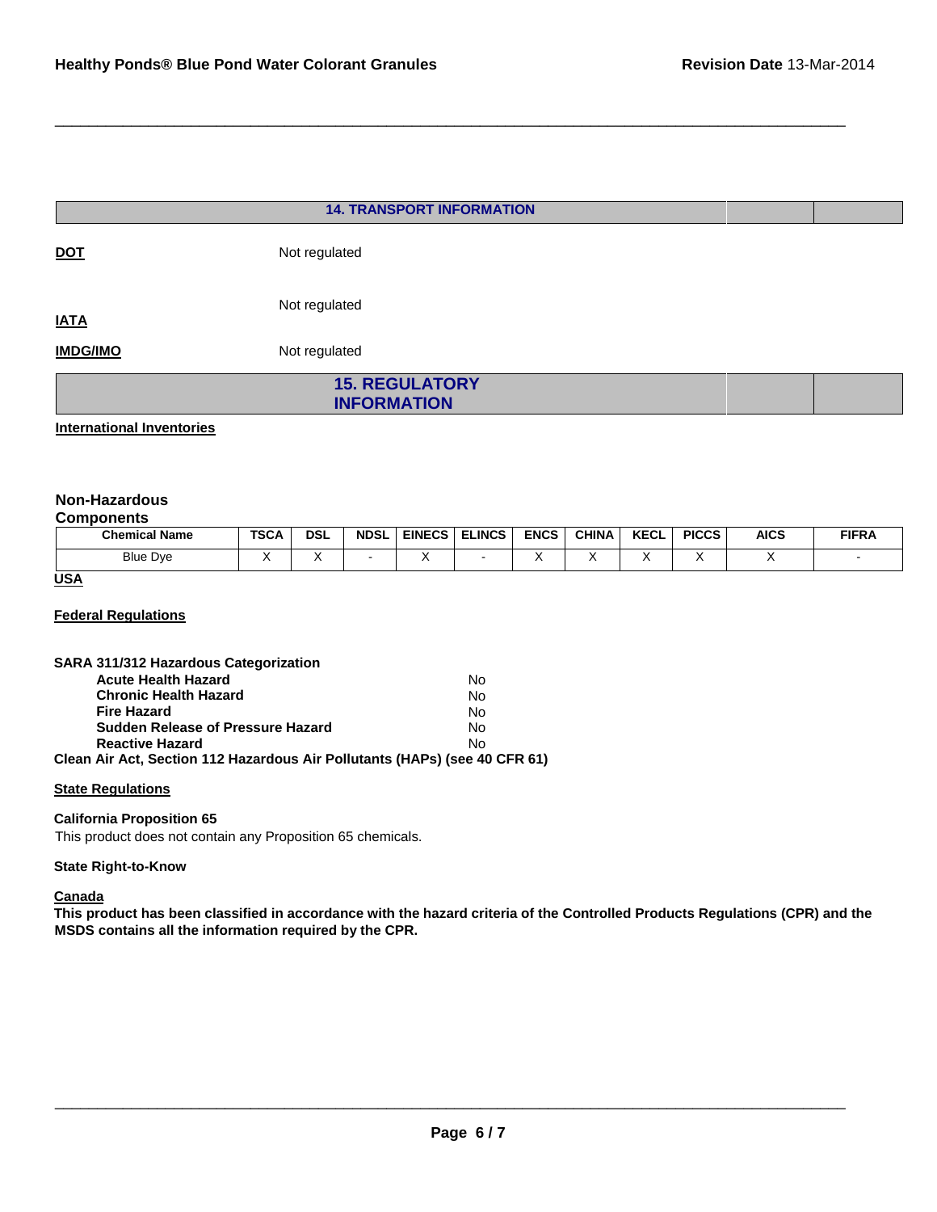## 14. TRANSPORT INFORMATION

**DOT** Not regulated

**IATA** Not regulated

**IMDG/IMO** Not regulated

## 15. REGULATORY INFORMATION

**International Inventories**

**Non-Hazardous Components**

| Chemical Name | TSCA | DSL | NDSL | EINECS | ELINCS | ENCS | CHINA | KECL | PICCS | AICS | FIFRA |
|---|---|---|---|---|---|---|---|---|---|---|---|
| Blue Dye | X | X | - | X | - | X | X | X | X | X | - |

**USA**

**Federal Regulations**

**SARA 311/312 Hazardous Categorization**

| | |
|---|---|
| **Acute Health Hazard** | No |
| **Chronic Health Hazard** | No |
| **Fire Hazard** | No |
| **Sudden Release of Pressure Hazard** | No |
| **Reactive Hazard** | No |

**Clean Air Act, Section 112 Hazardous Air Pollutants (HAPs) (see 40 CFR 61)**

**State Regulations**

**California Proposition 65**

This product does not contain any Proposition 65 chemicals.

**State Right-to-Know**

**Canada**

**This product has been classified in accordance with the hazard criteria of the Controlled Products Regulations (CPR) and the MSDS contains all the information required by the CPR.**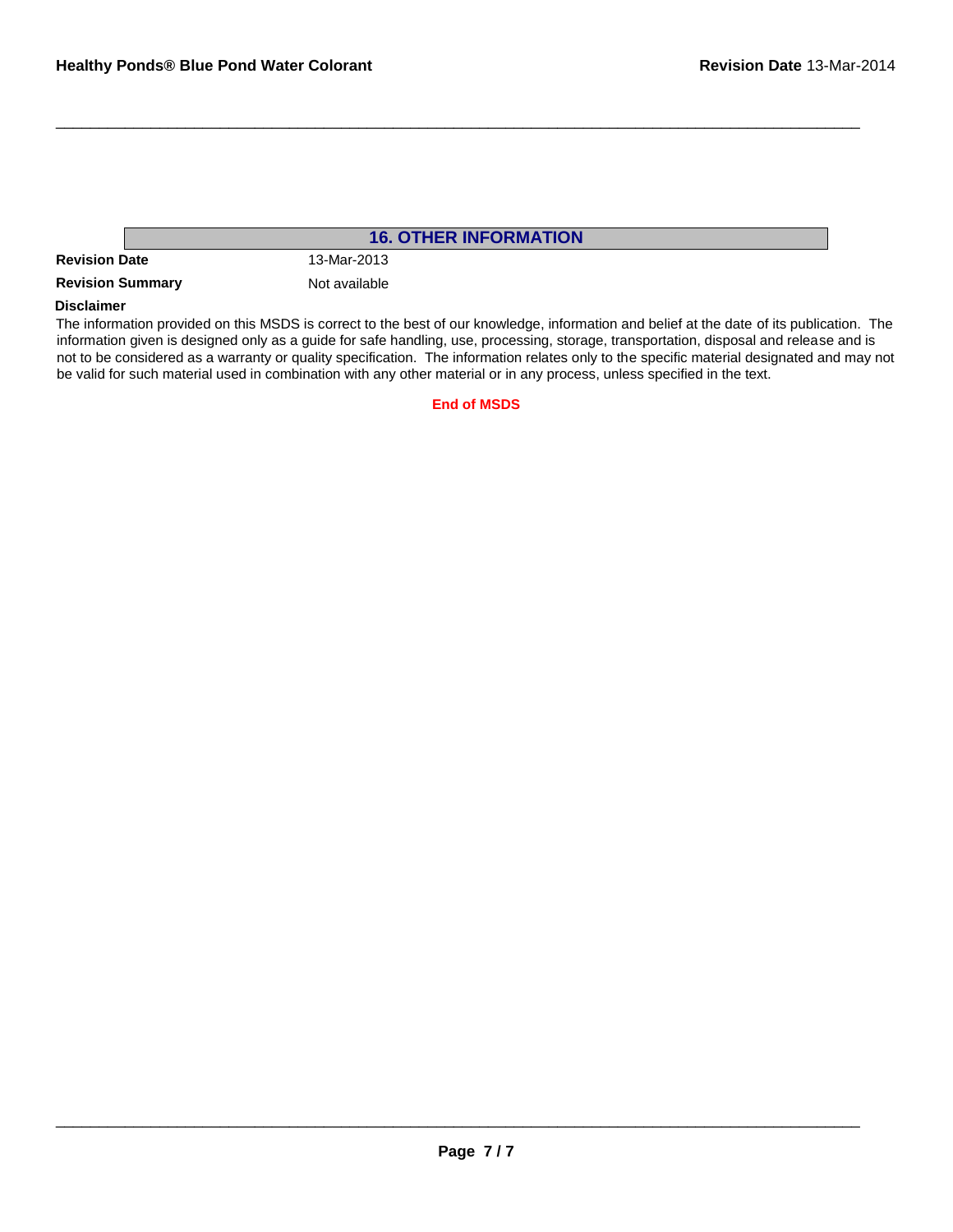## 16. OTHER INFORMATION

**Revision Date** 13-Mar-2013

**Revision Summary** Not available

**Disclaimer**

The information provided on this MSDS is correct to the best of our knowledge, information and belief at the date of its publication. The information given is designed only as a guide for safe handling, use, processing, storage, transportation, disposal and release and is not to be considered as a warranty or quality specification. The information relates only to the specific material designated and may not be valid for such material used in combination with any other material or in any process, unless specified in the text.

**End of MSDS**